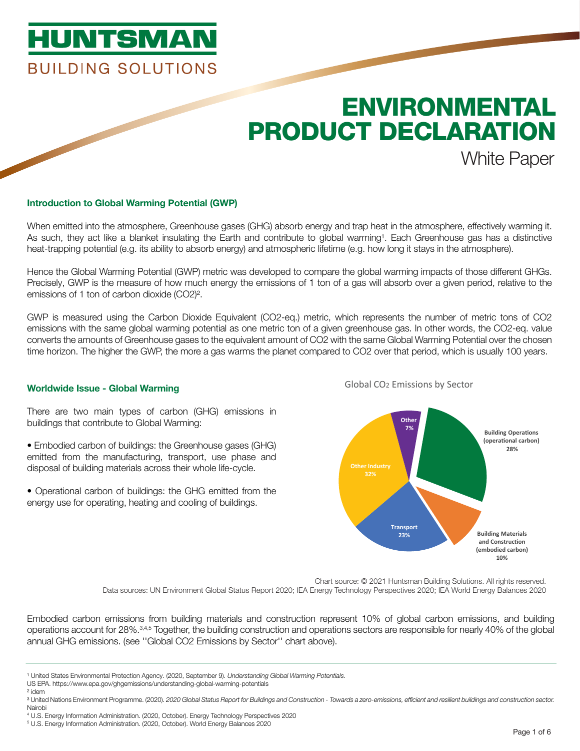# HUNTSMAN

BUILDING SOLUTIONS

# ENVIRONMENTAL PRODUCT DECLARATION

White Paper

## Introduction to Global Warming Potential (GWP)

When emitted into the atmosphere, Greenhouse gases (GHG) absorb energy and trap heat in the atmosphere, effectively warming it. As such, they act like a blanket insulating the Earth and contribute to global warming[1]. Each Greenhouse gas has a distinctive heat-trapping potential (e.g. its ability to absorb energy) and atmospheric lifetime (e.g. how long it stays in the atmosphere).

Hence the Global Warming Potential (GWP) metric was developed to compare the global warming impacts of those different GHGs. Precisely, GWP is the measure of how much energy the emissions of 1 ton of a gas will absorb over a given period, relative to the emissions of 1 ton of carbon dioxide (CO2)[2].

GWP is measured using the Carbon Dioxide Equivalent (CO2-eq.) metric, which represents the number of metric tons of CO2 emissions with the same global warming potential as one metric ton of a given greenhouse gas. In other words, the CO2-eq. value converts the amounts of Greenhouse gases to the equivalent amount of CO2 with the same Global Warming Potential over the chosen time horizon. The higher the GWP, the more a gas warms the planet compared to CO2 over that period, which is usually 100 years.

## Worldwide Issue - Global Warming

There are two main types of carbon (GHG) emissions in buildings that contribute to Global Warming:

- Embodied carbon of buildings: the Greenhouse gases (GHG) emitted from the manufacturing, transport, use phase and disposal of building materials across their whole life-cycle.
- Operational carbon of buildings: the GHG emitted from the energy use for operating, heating and cooling of buildings.

Global $CO_2$ Emissions by Sector

| Sector | Share |
|---|---|
| Building Operations (operational carbon) | 28% |
| Building Materials and Construction (embodied carbon) | 10% |
| Transport | 23% |
| Other Industry | 32% |
| Other | 7% |

Chart source: © 2021 Huntsman Building Solutions. All rights reserved.
Data sources: UN Environment Global Status Report 2020; IEA Energy Technology Perspectives 2020; IEA World Energy Balances 2020

Embodied carbon emissions from building materials and construction represent 10% of global carbon emissions, and building operations account for 28%.[3,4,5] Together, the building construction and operations sectors are responsible for nearly 40% of the global annual GHG emissions. (see ''Global CO2 Emissions by Sector'' chart above).

---

[1] United States Environmental Protection Agency. (2020, September 9). *Understanding Global Warming Potentials.* US EPA. https://www.epa.gov/ghgemissions/understanding-global-warming-potentials

[2] idem

[3] United Nations Environment Programme. (2020). *2020 Global Status Report for Buildings and Construction - Towards a zero-emissions, efficient and resilient buildings and construction sector.* Nairobi

[4] U.S. Energy Information Administration. (2020, October). Energy Technology Perspectives 2020

[5] U.S. Energy Information Administration. (2020, October). World Energy Balances 2020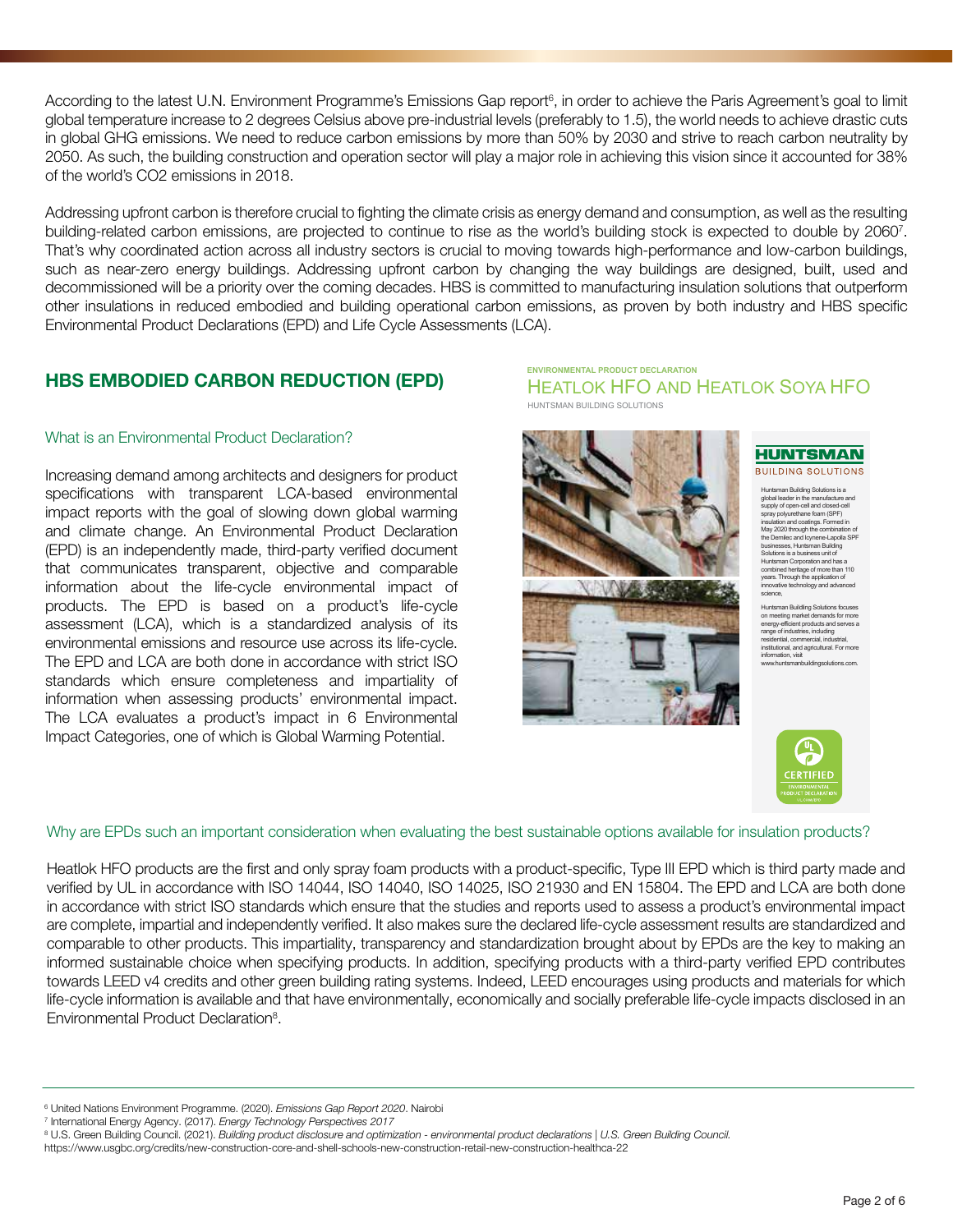According to the latest U.N. Environment Programme's Emissions Gap report[6], in order to achieve the Paris Agreement's goal to limit global temperature increase to 2 degrees Celsius above pre-industrial levels (preferably to 1.5), the world needs to achieve drastic cuts in global GHG emissions. We need to reduce carbon emissions by more than 50% by 2030 and strive to reach carbon neutrality by 2050. As such, the building construction and operation sector will play a major role in achieving this vision since it accounted for 38% of the world's CO2 emissions in 2018.

Addressing upfront carbon is therefore crucial to fighting the climate crisis as energy demand and consumption, as well as the resulting building-related carbon emissions, are projected to continue to rise as the world's building stock is expected to double by 2060[7]. That's why coordinated action across all industry sectors is crucial to moving towards high-performance and low-carbon buildings, such as near-zero energy buildings. Addressing upfront carbon by changing the way buildings are designed, built, used and decommissioned will be a priority over the coming decades. HBS is committed to manufacturing insulation solutions that outperform other insulations in reduced embodied and building operational carbon emissions, as proven by both industry and HBS specific Environmental Product Declarations (EPD) and Life Cycle Assessments (LCA).

## HBS EMBODIED CARBON REDUCTION (EPD)

### What is an Environmental Product Declaration?

Increasing demand among architects and designers for product specifications with transparent LCA-based environmental impact reports with the goal of slowing down global warming and climate change. An Environmental Product Declaration (EPD) is an independently made, third-party verified document that communicates transparent, objective and comparable information about the life-cycle environmental impact of products. The EPD is based on a product's life-cycle assessment (LCA), which is a standardized analysis of its environmental emissions and resource use across its life-cycle. The EPD and LCA are both done in accordance with strict ISO standards which ensure completeness and impartiality of information when assessing products' environmental impact. The LCA evaluates a product's impact in 6 Environmental Impact Categories, one of which is Global Warming Potential.

ENVIRONMENTAL PRODUCT DECLARATION

HEATLOK HFO AND HEATLOK SOYA HFO

HUNTSMAN BUILDING SOLUTIONS

HUNTSMAN BUILDING SOLUTIONS

Huntsman Building Solutions is a global leader in the manufacture and supply of open-cell and closed-cell spray polyurethane foam (SPF) insulation and coatings. Formed in May 2020 through the combination of the Demilec and Icynene-Lapolla SPF businesses, Huntsman Building Solutions is a business unit of Huntsman Corporation and has a combined heritage of more than 110 years. Through the application of innovative technology and advanced science,

Huntsman Building Solutions focuses on meeting market demands for more energy-efficient products and serves a range of industries, including residential, commercial, industrial, institutional, and agricultural. For more information, visit www.huntsmanbuildingsolutions.com.

UL CERTIFIED ENVIRONMENTAL PRODUCT DECLARATION

### Why are EPDs such an important consideration when evaluating the best sustainable options available for insulation products?

Heatlok HFO products are the first and only spray foam products with a product-specific, Type III EPD which is third party made and verified by UL in accordance with ISO 14044, ISO 14040, ISO 14025, ISO 21930 and EN 15804. The EPD and LCA are both done in accordance with strict ISO standards which ensure that the studies and reports used to assess a product's environmental impact are complete, impartial and independently verified. It also makes sure the declared life-cycle assessment results are standardized and comparable to other products. This impartiality, transparency and standardization brought about by EPDs are the key to making an informed sustainable choice when specifying products. In addition, specifying products with a third-party verified EPD contributes towards LEED v4 credits and other green building rating systems. Indeed, LEED encourages using products and materials for which life-cycle information is available and that have environmentally, economically and socially preferable life-cycle impacts disclosed in an Environmental Product Declaration[8].

---

[6] United Nations Environment Programme. (2020). *Emissions Gap Report 2020*. Nairobi

[7] International Energy Agency. (2017). *Energy Technology Perspectives 2017*

[8] U.S. Green Building Council. (2021). *Building product disclosure and optimization - environmental product declarations | U.S. Green Building Council.* https://www.usgbc.org/credits/new-construction-core-and-shell-schools-new-construction-retail-new-construction-healthca-22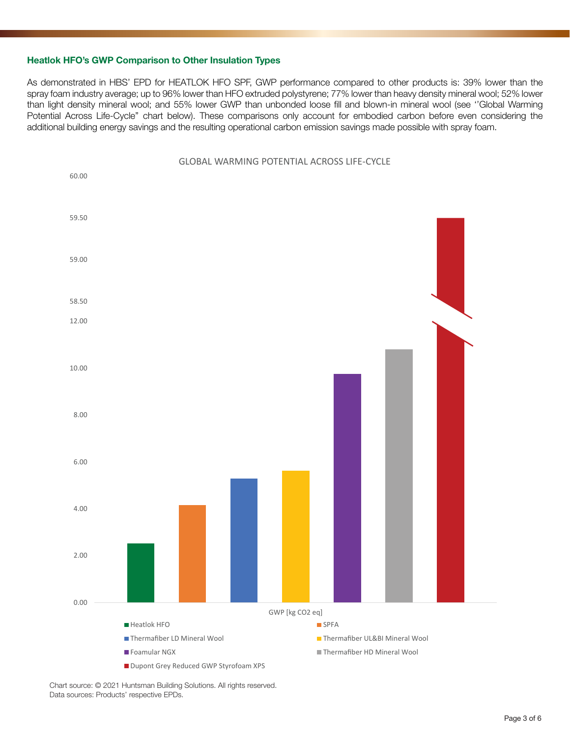### Heatlok HFO's GWP Comparison to Other Insulation Types

As demonstrated in HBS' EPD for HEATLOK HFO SPF, GWP performance compared to other products is: 39% lower than the spray foam industry average; up to 96% lower than HFO extruded polystyrene; 77% lower than heavy density mineral wool; 52% lower than light density mineral wool; and 55% lower GWP than unbonded loose fill and blown-in mineral wool (see ''Global Warming Potential Across Life-Cycle" chart below). These comparisons only account for embodied carbon before even considering the additional building energy savings and the resulting operational carbon emission savings made possible with spray foam.

GLOBAL WARMING POTENTIAL ACROSS LIFE-CYCLE

GWP [kg $CO_2$ eq]

- Heatlok HFO
- SPFA
- Thermafiber LD Mineral Wool
- Thermafiber UL&BI Mineral Wool
- Foamular NGX
- Thermafiber HD Mineral Wool
- Dupont Grey Reduced GWP Styrofoam XPS

Chart source: © 2021 Huntsman Building Solutions. All rights reserved.
Data sources: Products' respective EPDs.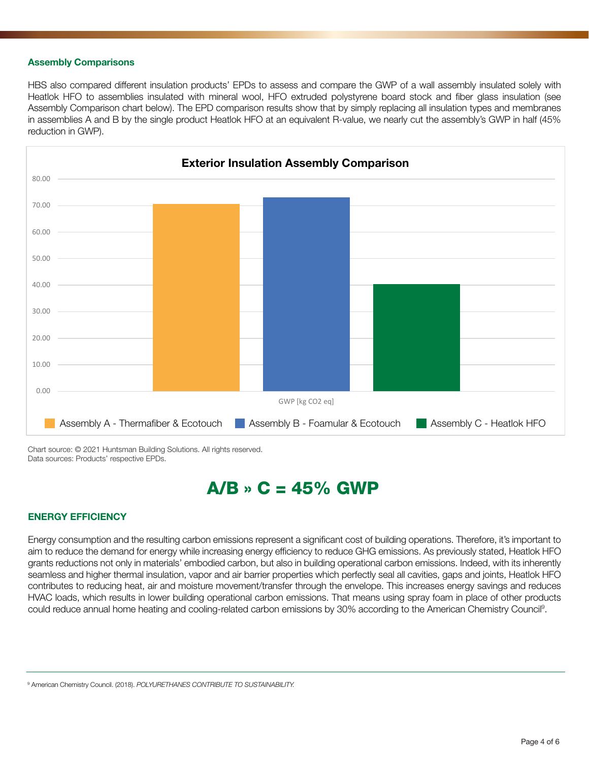## Assembly Comparisons

HBS also compared different insulation products' EPDs to assess and compare the GWP of a wall assembly insulated solely with Heatlok HFO to assemblies insulated with mineral wool, HFO extruded polystyrene board stock and fiber glass insulation (see Assembly Comparison chart below). The EPD comparison results show that by simply replacing all insulation types and membranes in assemblies A and B by the single product Heatlok HFO at an equivalent R-value, we nearly cut the assembly's GWP in half (45% reduction in GWP).

**Exterior Insulation Assembly Comparison**

80.00
70.00
60.00
50.00
40.00
30.00
20.00
10.00
0.00

GWP [kg CO2 eq]

Assembly A - Thermafiber & Ecotouch | Assembly B - Foamular & Ecotouch | Assembly C - Heatlok HFO

Chart source: © 2021 Huntsman Building Solutions. All rights reserved.
Data sources: Products' respective EPDs.

# A/B » C = 45% GWP

## ENERGY EFFICIENCY

Energy consumption and the resulting carbon emissions represent a significant cost of building operations. Therefore, it's important to aim to reduce the demand for energy while increasing energy efficiency to reduce GHG emissions. As previously stated, Heatlok HFO grants reductions not only in materials' embodied carbon, but also in building operational carbon emissions. Indeed, with its inherently seamless and higher thermal insulation, vapor and air barrier properties which perfectly seal all cavities, gaps and joints, Heatlok HFO contributes to reducing heat, air and moisture movement/transfer through the envelope. This increases energy savings and reduces HVAC loads, which results in lower building operational carbon emissions. That means using spray foam in place of other products could reduce annual home heating and cooling-related carbon emissions by 30% according to the American Chemistry Council[9].

[9] American Chemistry Council. (2018). *POLYURETHANES CONTRIBUTE TO SUSTAINABILITY.*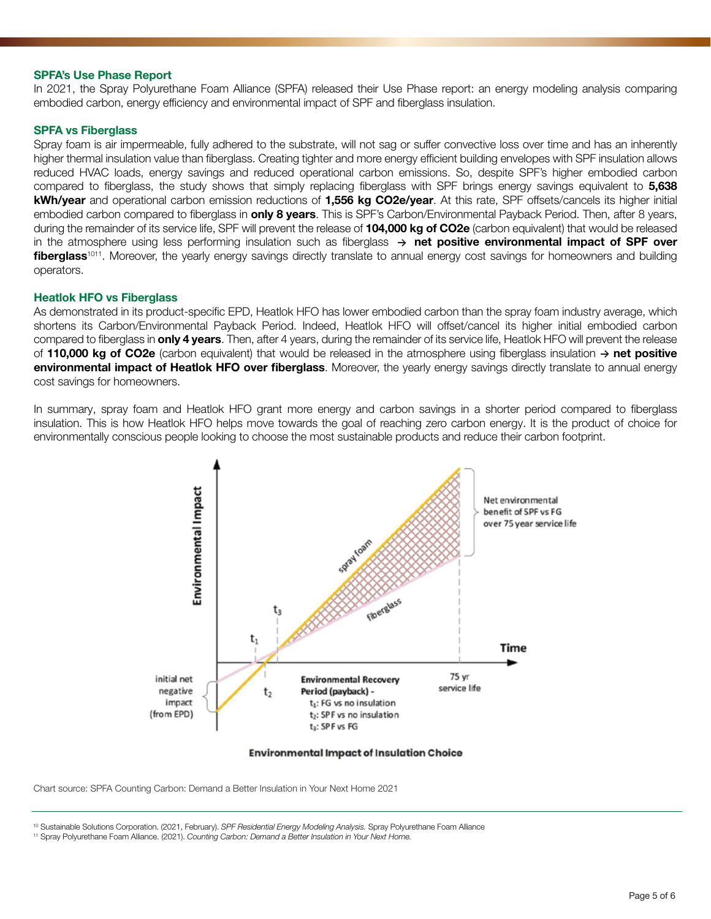### SPFA's Use Phase Report

In 2021, the Spray Polyurethane Foam Alliance (SPFA) released their Use Phase report: an energy modeling analysis comparing embodied carbon, energy efficiency and environmental impact of SPF and fiberglass insulation.

### SPFA vs Fiberglass

Spray foam is air impermeable, fully adhered to the substrate, will not sag or suffer convective loss over time and has an inherently higher thermal insulation value than fiberglass. Creating tighter and more energy efficient building envelopes with SPF insulation allows reduced HVAC loads, energy savings and reduced operational carbon emissions. So, despite SPF's higher embodied carbon compared to fiberglass, the study shows that simply replacing fiberglass with SPF brings energy savings equivalent to **5,638 kWh/year** and operational carbon emission reductions of **1,556 kg CO2e/year**. At this rate, SPF offsets/cancels its higher initial embodied carbon compared to fiberglass in **only 8 years**. This is SPF's Carbon/Environmental Payback Period. Then, after 8 years, during the remainder of its service life, SPF will prevent the release of **104,000 kg of CO2e** (carbon equivalent) that would be released in the atmosphere using less performing insulation such as fiberglass → **net positive environmental impact of SPF over fiberglass**[10][11]. Moreover, the yearly energy savings directly translate to annual energy cost savings for homeowners and building operators.

### Heatlok HFO vs Fiberglass

As demonstrated in its product-specific EPD, Heatlok HFO has lower embodied carbon than the spray foam industry average, which shortens its Carbon/Environmental Payback Period. Indeed, Heatlok HFO will offset/cancel its higher initial embodied carbon compared to fiberglass in **only 4 years**. Then, after 4 years, during the remainder of its service life, Heatlok HFO will prevent the release of **110,000 kg of CO2e** (carbon equivalent) that would be released in the atmosphere using fiberglass insulation → **net positive environmental impact of Heatlok HFO over fiberglass**. Moreover, the yearly energy savings directly translate to annual energy cost savings for homeowners.

In summary, spray foam and Heatlok HFO grant more energy and carbon savings in a shorter period compared to fiberglass insulation. This is how Heatlok HFO helps move towards the goal of reaching zero carbon energy. It is the product of choice for environmentally conscious people looking to choose the most sustainable products and reduce their carbon footprint.

**Environmental Impact of Insulation Choice**

Chart source: SPFA Counting Carbon: Demand a Better Insulation in Your Next Home 2021

---

[10] Sustainable Solutions Corporation. (2021, February). *SPF Residential Energy Modeling Analysis.* Spray Polyurethane Foam Alliance

[11] Spray Polyurethane Foam Alliance. (2021). *Counting Carbon: Demand a Better Insulation in Your Next Home.*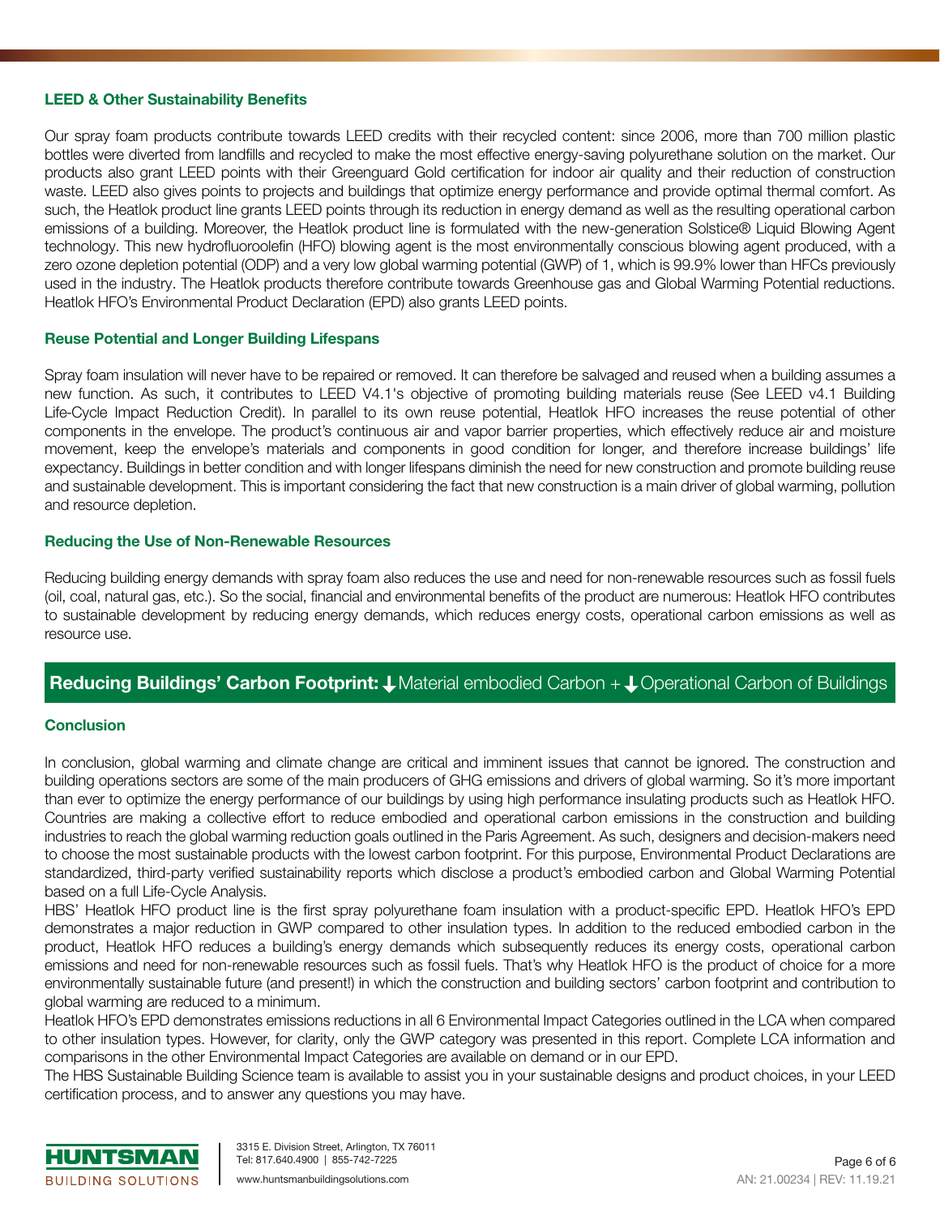### LEED & Other Sustainability Benefits

Our spray foam products contribute towards LEED credits with their recycled content: since 2006, more than 700 million plastic bottles were diverted from landfills and recycled to make the most effective energy-saving polyurethane solution on the market. Our products also grant LEED points with their Greenguard Gold certification for indoor air quality and their reduction of construction waste. LEED also gives points to projects and buildings that optimize energy performance and provide optimal thermal comfort. As such, the Heatlok product line grants LEED points through its reduction in energy demand as well as the resulting operational carbon emissions of a building. Moreover, the Heatlok product line is formulated with the new-generation Solstice® Liquid Blowing Agent technology. This new hydrofluoroolefin (HFO) blowing agent is the most environmentally conscious blowing agent produced, with a zero ozone depletion potential (ODP) and a very low global warming potential (GWP) of 1, which is 99.9% lower than HFCs previously used in the industry. The Heatlok products therefore contribute towards Greenhouse gas and Global Warming Potential reductions. Heatlok HFO's Environmental Product Declaration (EPD) also grants LEED points.

### Reuse Potential and Longer Building Lifespans

Spray foam insulation will never have to be repaired or removed. It can therefore be salvaged and reused when a building assumes a new function. As such, it contributes to LEED V4.1's objective of promoting building materials reuse (See LEED v4.1 Building Life-Cycle Impact Reduction Credit). In parallel to its own reuse potential, Heatlok HFO increases the reuse potential of other components in the envelope. The product's continuous air and vapor barrier properties, which effectively reduce air and moisture movement, keep the envelope's materials and components in good condition for longer, and therefore increase buildings' life expectancy. Buildings in better condition and with longer lifespans diminish the need for new construction and promote building reuse and sustainable development. This is important considering the fact that new construction is a main driver of global warming, pollution and resource depletion.

### Reducing the Use of Non-Renewable Resources

Reducing building energy demands with spray foam also reduces the use and need for non-renewable resources such as fossil fuels (oil, coal, natural gas, etc.). So the social, financial and environmental benefits of the product are numerous: Heatlok HFO contributes to sustainable development by reducing energy demands, which reduces energy costs, operational carbon emissions as well as resource use.

**Reducing Buildings' Carbon Footprint:** ↓ Material embodied Carbon + ↓ Operational Carbon of Buildings

### Conclusion

In conclusion, global warming and climate change are critical and imminent issues that cannot be ignored. The construction and building operations sectors are some of the main producers of GHG emissions and drivers of global warming. So it's more important than ever to optimize the energy performance of our buildings by using high performance insulating products such as Heatlok HFO. Countries are making a collective effort to reduce embodied and operational carbon emissions in the construction and building industries to reach the global warming reduction goals outlined in the Paris Agreement. As such, designers and decision-makers need to choose the most sustainable products with the lowest carbon footprint. For this purpose, Environmental Product Declarations are standardized, third-party verified sustainability reports which disclose a product's embodied carbon and Global Warming Potential based on a full Life-Cycle Analysis.

HBS' Heatlok HFO product line is the first spray polyurethane foam insulation with a product-specific EPD. Heatlok HFO's EPD demonstrates a major reduction in GWP compared to other insulation types. In addition to the reduced embodied carbon in the product, Heatlok HFO reduces a building's energy demands which subsequently reduces its energy costs, operational carbon emissions and need for non-renewable resources such as fossil fuels. That's why Heatlok HFO is the product of choice for a more environmentally sustainable future (and present!) in which the construction and building sectors' carbon footprint and contribution to global warming are reduced to a minimum.

Heatlok HFO's EPD demonstrates emissions reductions in all 6 Environmental Impact Categories outlined in the LCA when compared to other insulation types. However, for clarity, only the GWP category was presented in this report. Complete LCA information and comparisons in the other Environmental Impact Categories are available on demand or in our EPD.

The HBS Sustainable Building Science team is available to assist you in your sustainable designs and product choices, in your LEED certification process, and to answer any questions you may have.

HUNTSMAN BUILDING SOLUTIONS

3315 E. Division Street, Arlington, TX 76011
Tel: 817.640.4900 | 855-742-7225
www.huntsmanbuildingsolutions.com

AN: 21.00234 | REV: 11.19.21